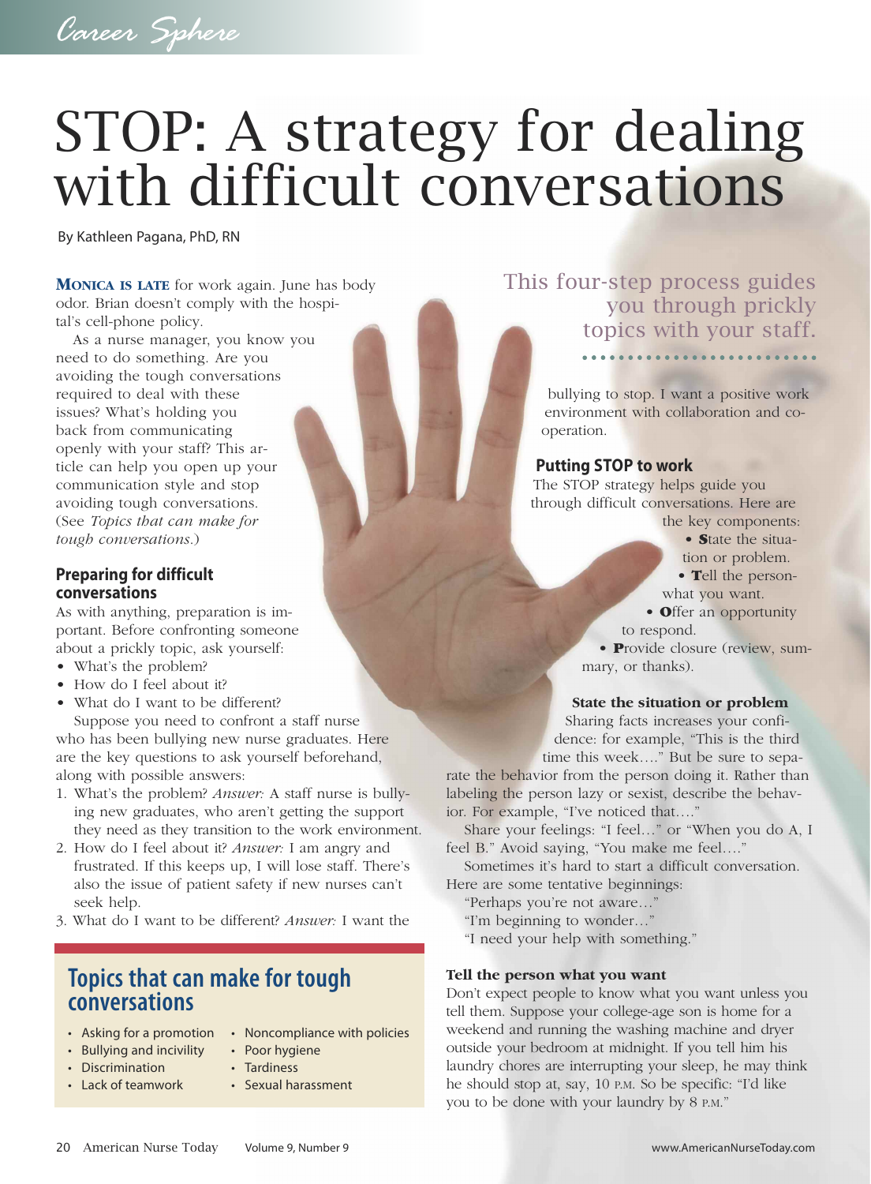# STOP: A strategy for dealing with difficult conversations

By Kathleen Pagana, PhD, RN

> This four-step process guides you through prickly topics with your staff.

**MONICA IS LATE** for work again. June has body odor. Brian doesn't comply with the hospital's cell-phone policy.

As a nurse manager, you know you need to do something. Are you avoiding the tough conversations required to deal with these issues? What's holding you back from communicating openly with your staff? This article can help you open up your communication style and stop avoiding tough conversations. (See *Topics that can make for tough conversations*.)

## Preparing for difficult conversations

As with anything, preparation is important. Before confronting someone about a prickly topic, ask yourself:

- What's the problem?
- How do I feel about it?
- What do I want to be different?

Suppose you need to confront a staff nurse who has been bullying new nurse graduates. Here are the key questions to ask yourself beforehand, along with possible answers:

1. What's the problem? *Answer:* A staff nurse is bullying new graduates, who aren't getting the support they need as they transition to the work environment.
2. How do I feel about it? *Answer:* I am angry and frustrated. If this keeps up, I will lose staff. There's also the issue of patient safety if new nurses can't seek help.
3. What do I want to be different? *Answer:* I want the bullying to stop. I want a positive work environment with collaboration and cooperation.

## Topics that can make for tough conversations

- Asking for a promotion
- Bullying and incivility
- Discrimination
- Lack of teamwork
- Noncompliance with policies
- Poor hygiene
- Tardiness
- Sexual harassment

## Putting STOP to work

The STOP strategy helps guide you through difficult conversations. Here are the key components:

- **S**tate the situation or problem.
- **T**ell the person what you want.
- **O**ffer an opportunity to respond.
- **P**rovide closure (review, summary, or thanks).

### State the situation or problem

Sharing facts increases your confidence: for example, "This is the third time this week…." But be sure to separate the behavior from the person doing it. Rather than labeling the person lazy or sexist, describe the behavior. For example, "I've noticed that…."

Share your feelings: "I feel…" or "When you do A, I feel B." Avoid saying, "You make me feel…."

Sometimes it's hard to start a difficult conversation. Here are some tentative beginnings:

"Perhaps you're not aware…"

"I'm beginning to wonder…"

"I need your help with something."

### Tell the person what you want

Don't expect people to know what you want unless you tell them. Suppose your college-age son is home for a weekend and running the washing machine and dryer outside your bedroom at midnight. If you tell him his laundry chores are interrupting your sleep, he may think he should stop at, say, 10 P.M. So be specific: "I'd like you to be done with your laundry by 8 P.M."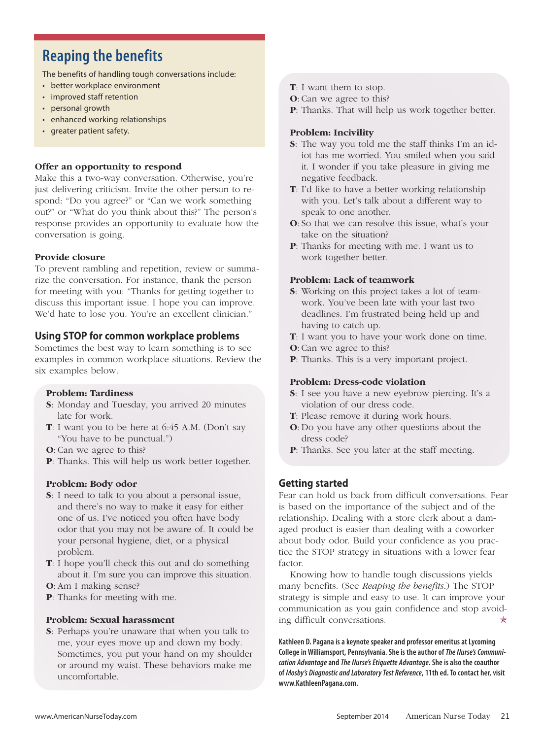## Reaping the benefits

The benefits of handling tough conversations include:

- better workplace environment
- improved staff retention
- personal growth
- enhanced working relationships
- greater patient safety.

### Offer an opportunity to respond

Make this a two-way conversation. Otherwise, you're just delivering criticism. Invite the other person to respond: "Do you agree?" or "Can we work something out?" or "What do you think about this?" The person's response provides an opportunity to evaluate how the conversation is going.

### Provide closure

To prevent rambling and repetition, review or summarize the conversation. For instance, thank the person for meeting with you: "Thanks for getting together to discuss this important issue. I hope you can improve. We'd hate to lose you. You're an excellent clinician."

## Using STOP for common workplace problems

Sometimes the best way to learn something is to see examples in common workplace situations. Review the six examples below.

**Problem: Tardiness**

**S**: Monday and Tuesday, you arrived 20 minutes late for work.
**T**: I want you to be here at 6:45 A.M. (Don't say "You have to be punctual.")
**O**: Can we agree to this?
**P**: Thanks. This will help us work better together.

**Problem: Body odor**

**S**: I need to talk to you about a personal issue, and there's no way to make it easy for either one of us. I've noticed you often have body odor that you may not be aware of. It could be your personal hygiene, diet, or a physical problem.
**T**: I hope you'll check this out and do something about it. I'm sure you can improve this situation.
**O**: Am I making sense?
**P**: Thanks for meeting with me.

**Problem: Sexual harassment**

**S**: Perhaps you're unaware that when you talk to me, your eyes move up and down my body. Sometimes, you put your hand on my shoulder or around my waist. These behaviors make me uncomfortable.
**T**: I want them to stop.
**O**: Can we agree to this?
**P**: Thanks. That will help us work together better.

**Problem: Incivility**

**S**: The way you told me the staff thinks I'm an idiot has me worried. You smiled when you said it. I wonder if you take pleasure in giving me negative feedback.
**T**: I'd like to have a better working relationship with you. Let's talk about a different way to speak to one another.
**O**: So that we can resolve this issue, what's your take on the situation?
**P**: Thanks for meeting with me. I want us to work together better.

**Problem: Lack of teamwork**

**S**: Working on this project takes a lot of teamwork. You've been late with your last two deadlines. I'm frustrated being held up and having to catch up.
**T**: I want you to have your work done on time.
**O**: Can we agree to this?
**P**: Thanks. This is a very important project.

**Problem: Dress-code violation**

**S**: I see you have a new eyebrow piercing. It's a violation of our dress code.
**T**: Please remove it during work hours.
**O**: Do you have any other questions about the dress code?
**P**: Thanks. See you later at the staff meeting.

## Getting started

Fear can hold us back from difficult conversations. Fear is based on the importance of the subject and of the relationship. Dealing with a store clerk about a damaged product is easier than dealing with a coworker about body odor. Build your confidence as you practice the STOP strategy in situations with a lower fear factor.

Knowing how to handle tough discussions yields many benefits. (See *Reaping the benefits.*) The STOP strategy is simple and easy to use. It can improve your communication as you gain confidence and stop avoiding difficult conversations. ⭑

**Kathleen D. Pagana is a keynote speaker and professor emeritus at Lycoming College in Williamsport, Pennsylvania. She is the author of *The Nurse's Communication Advantage* and *The Nurse's Etiquette Advantage*. She is also the coauthor of *Mosby's Diagnostic and Laboratory Test Reference*, 11th ed. To contact her, visit www.KathleenPagana.com.**